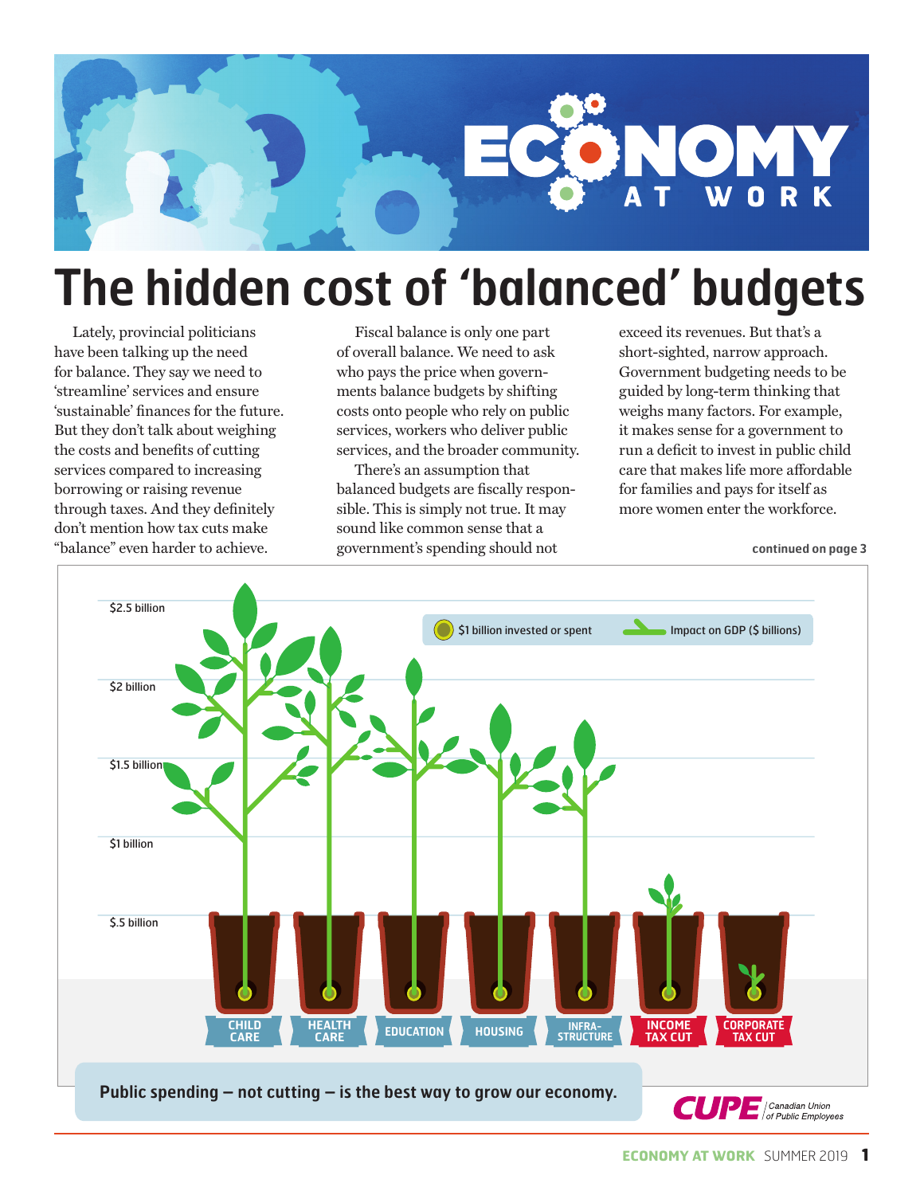# ECONOMY AT WORK

# The hidden cost of 'balanced' budgets

Lately, provincial politicians have been talking up the need for balance. They say we need to 'streamline' services and ensure 'sustainable' finances for the future. But they don't talk about weighing the costs and benefits of cutting services compared to increasing borrowing or raising revenue through taxes. And they definitely don't mention how tax cuts make "balance" even harder to achieve.

Fiscal balance is only one part of overall balance. We need to ask who pays the price when governments balance budgets by shifting costs onto people who rely on public services, workers who deliver public services, and the broader community.

There's an assumption that balanced budgets are fiscally responsible. This is simply not true. It may sound like common sense that a government's spending should not exceed its revenues. But that's a short-sighted, narrow approach. Government budgeting needs to be guided by long-term thinking that weighs many factors. For example, it makes sense for a government to run a deficit to invest in public child care that makes life more affordable for families and pays for itself as more women enter the workforce.

continued on page 3

$1 billion invested or spent — Impact on GDP ($ billions)

$2.5 billion | $2 billion | $1.5 billion | $1 billion | $.5 billion

CHILD CARE | HEALTH CARE | EDUCATION | HOUSING | INFRA-STRUCTURE | INCOME TAX CUT | CORPORATE TAX CUT

**Public spending – not cutting – is the best way to grow our economy.**

CUPE Canadian Union of Public Employees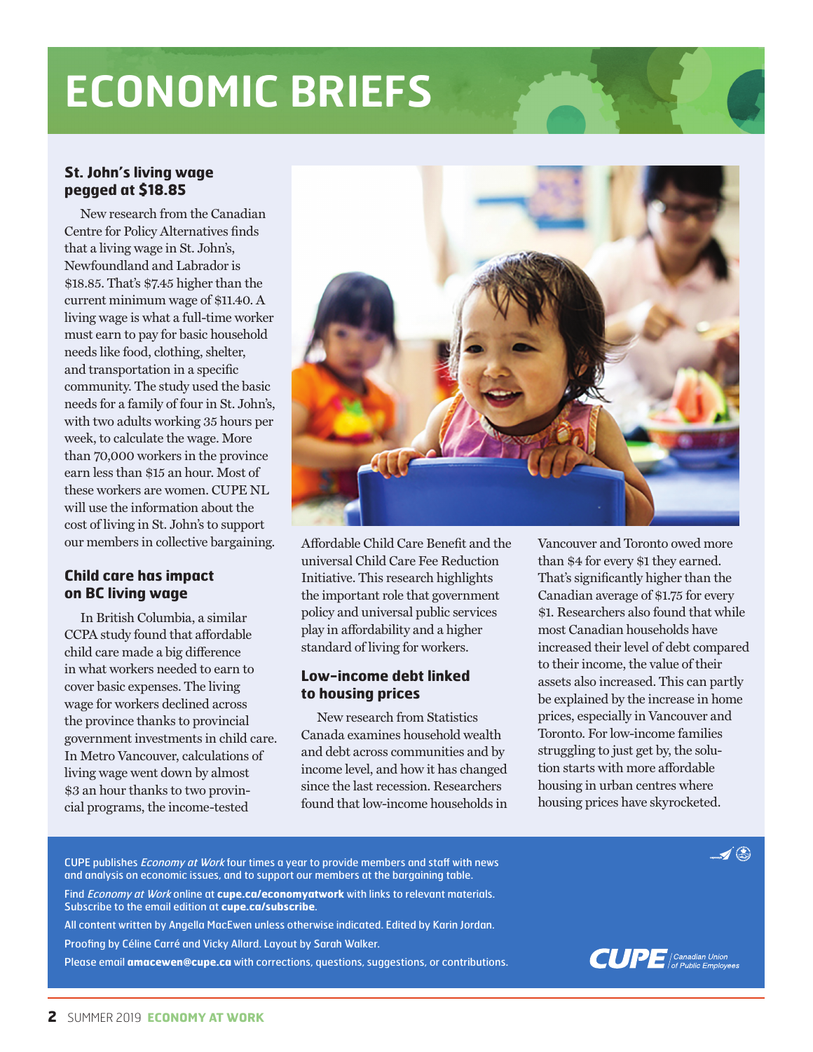# ECONOMIC BRIEFS

## St. John's living wage pegged at $18.85

New research from the Canadian Centre for Policy Alternatives finds that a living wage in St. John's, Newfoundland and Labrador is $18.85. That's $7.45 higher than the current minimum wage of $11.40. A living wage is what a full-time worker must earn to pay for basic household needs like food, clothing, shelter, and transportation in a specific community. The study used the basic needs for a family of four in St. John's, with two adults working 35 hours per week, to calculate the wage. More than 70,000 workers in the province earn less than $15 an hour. Most of these workers are women. CUPE NL will use the information about the cost of living in St. John's to support our members in collective bargaining.

## Child care has impact on BC living wage

In British Columbia, a similar CCPA study found that affordable child care made a big difference in what workers needed to earn to cover basic expenses. The living wage for workers declined across the province thanks to provincial government investments in child care. In Metro Vancouver, calculations of living wage went down by almost $3 an hour thanks to two provincial programs, the income-tested Affordable Child Care Benefit and the universal Child Care Fee Reduction Initiative. This research highlights the important role that government policy and universal public services play in affordability and a higher standard of living for workers.

## Low-income debt linked to housing prices

New research from Statistics Canada examines household wealth and debt across communities and by income level, and how it has changed since the last recession. Researchers found that low-income households in Vancouver and Toronto owed more than $4 for every $1 they earned. That's significantly higher than the Canadian average of $1.75 for every $1. Researchers also found that while most Canadian households have increased their level of debt compared to their income, the value of their assets also increased. This can partly be explained by the increase in home prices, especially in Vancouver and Toronto. For low-income families struggling to just get by, the solution starts with more affordable housing in urban centres where housing prices have skyrocketed.

---

CUPE publishes *Economy at Work* four times a year to provide members and staff with news and analysis on economic issues, and to support our members at the bargaining table.

Find *Economy at Work* online at **cupe.ca/economyatwork** with links to relevant materials. Subscribe to the email edition at **cupe.ca/subscribe**.

All content written by Angella MacEwen unless otherwise indicated. Edited by Karin Jordan.

Proofing by Céline Carré and Vicky Allard. Layout by Sarah Walker.

Please email **amacewen@cupe.ca** with corrections, questions, suggestions, or contributions.

CUPE | Canadian Union of Public Employees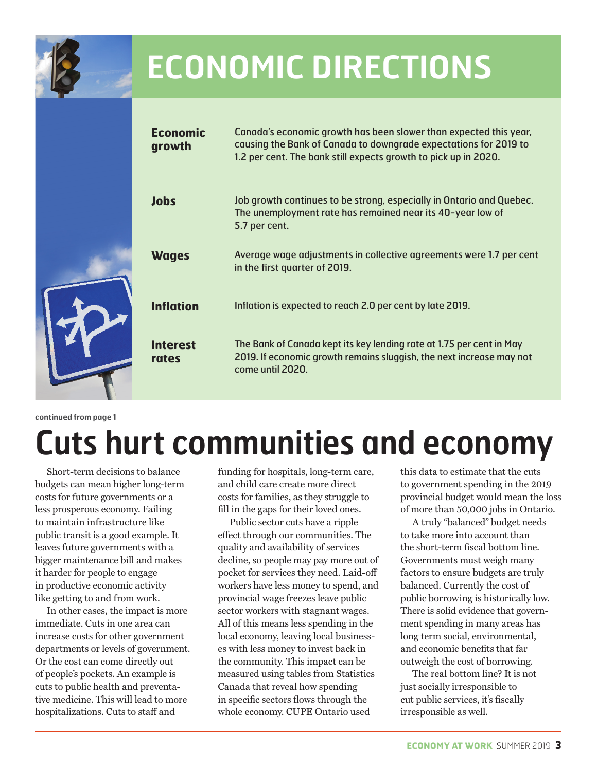# ECONOMIC DIRECTIONS

| | |
|---|---|
| **Economic growth** | Canada's economic growth has been slower than expected this year, causing the Bank of Canada to downgrade expectations for 2019 to 1.2 per cent. The bank still expects growth to pick up in 2020. |
| **Jobs** | Job growth continues to be strong, especially in Ontario and Quebec. The unemployment rate has remained near its 40-year low of 5.7 per cent. |
| **Wages** | Average wage adjustments in collective agreements were 1.7 per cent in the first quarter of 2019. |
| **Inflation** | Inflation is expected to reach 2.0 per cent by late 2019. |
| **Interest rates** | The Bank of Canada kept its key lending rate at 1.75 per cent in May 2019. If economic growth remains sluggish, the next increase may not come until 2020. |

continued from page 1

# Cuts hurt communities and economy

Short-term decisions to balance budgets can mean higher long-term costs for future governments or a less prosperous economy. Failing to maintain infrastructure like public transit is a good example. It leaves future governments with a bigger maintenance bill and makes it harder for people to engage in productive economic activity like getting to and from work.

In other cases, the impact is more immediate. Cuts in one area can increase costs for other government departments or levels of government. Or the cost can come directly out of people's pockets. An example is cuts to public health and preventative medicine. This will lead to more hospitalizations. Cuts to staff and funding for hospitals, long-term care, and child care create more direct costs for families, as they struggle to fill in the gaps for their loved ones.

Public sector cuts have a ripple effect through our communities. The quality and availability of services decline, so people may pay more out of pocket for services they need. Laid-off workers have less money to spend, and provincial wage freezes leave public sector workers with stagnant wages. All of this means less spending in the local economy, leaving local businesses with less money to invest back in the community. This impact can be measured using tables from Statistics Canada that reveal how spending in specific sectors flows through the whole economy. CUPE Ontario used this data to estimate that the cuts to government spending in the 2019 provincial budget would mean the loss of more than 50,000 jobs in Ontario.

A truly "balanced" budget needs to take more into account than the short-term fiscal bottom line. Governments must weigh many factors to ensure budgets are truly balanced. Currently the cost of public borrowing is historically low. There is solid evidence that government spending in many areas has long term social, environmental, and economic benefits that far outweigh the cost of borrowing.

The real bottom line? It is not just socially irresponsible to cut public services, it's fiscally irresponsible as well.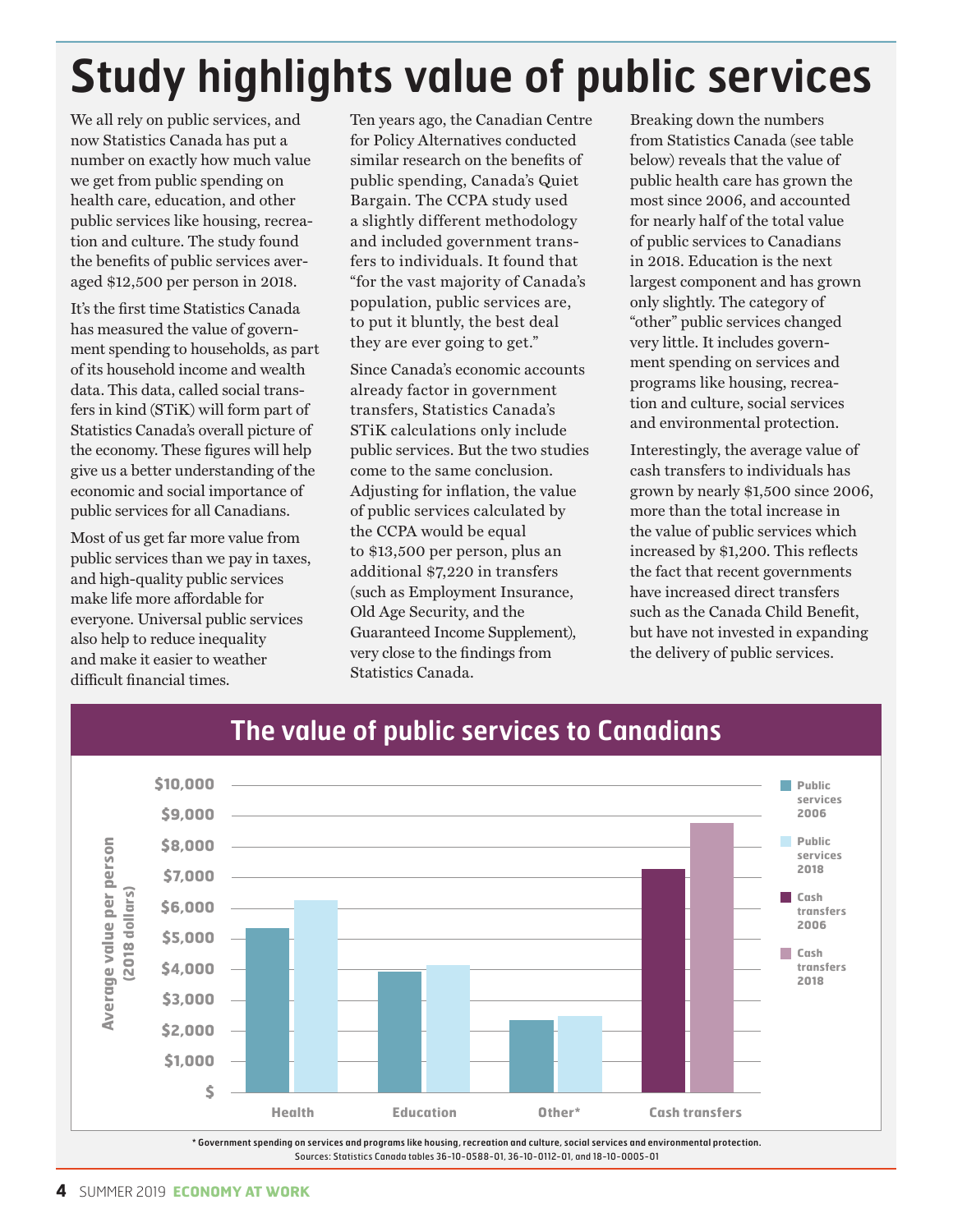# Study highlights value of public services

We all rely on public services, and now Statistics Canada has put a number on exactly how much value we get from public spending on health care, education, and other public services like housing, recreation and culture. The study found the benefits of public services averaged $12,500 per person in 2018.

It's the first time Statistics Canada has measured the value of government spending to households, as part of its household income and wealth data. This data, called social transfers in kind (STiK) will form part of Statistics Canada's overall picture of the economy. These figures will help give us a better understanding of the economic and social importance of public services for all Canadians.

Most of us get far more value from public services than we pay in taxes, and high-quality public services make life more affordable for everyone. Universal public services also help to reduce inequality and make it easier to weather difficult financial times.

Ten years ago, the Canadian Centre for Policy Alternatives conducted similar research on the benefits of public spending, Canada's Quiet Bargain. The CCPA study used a slightly different methodology and included government transfers to individuals. It found that "for the vast majority of Canada's population, public services are, to put it bluntly, the best deal they are ever going to get."

Since Canada's economic accounts already factor in government transfers, Statistics Canada's STiK calculations only include public services. But the two studies come to the same conclusion. Adjusting for inflation, the value of public services calculated by the CCPA would be equal to $13,500 per person, plus an additional $7,220 in transfers (such as Employment Insurance, Old Age Security, and the Guaranteed Income Supplement), very close to the findings from Statistics Canada.

Breaking down the numbers from Statistics Canada (see table below) reveals that the value of public health care has grown the most since 2006, and accounted for nearly half of the total value of public services to Canadians in 2018. Education is the next largest component and has grown only slightly. The category of "other" public services changed very little. It includes government spending on services and programs like housing, recreation and culture, social services and environmental protection.

Interestingly, the average value of cash transfers to individuals has grown by nearly $1,500 since 2006, more than the total increase in the value of public services which increased by $1,200. This reflects the fact that recent governments have increased direct transfers such as the Canada Child Benefit, but have not invested in expanding the delivery of public services.

## The value of public services to Canadians

Average value per person (2018 dollars)

$10,000
$9,000
$8,000
$7,000
$6,000
$5,000
$4,000
$3,000
$2,000
$1,000
$

Health
Education
Other*
Cash transfers

Public services 2006
Public services 2018
Cash transfers 2006
Cash transfers 2018

\* Government spending on services and programs like housing, recreation and culture, social services and environmental protection.

Sources: Statistics Canada tables 36-10-0588-01, 36-10-0112-01, and 18-10-0005-01